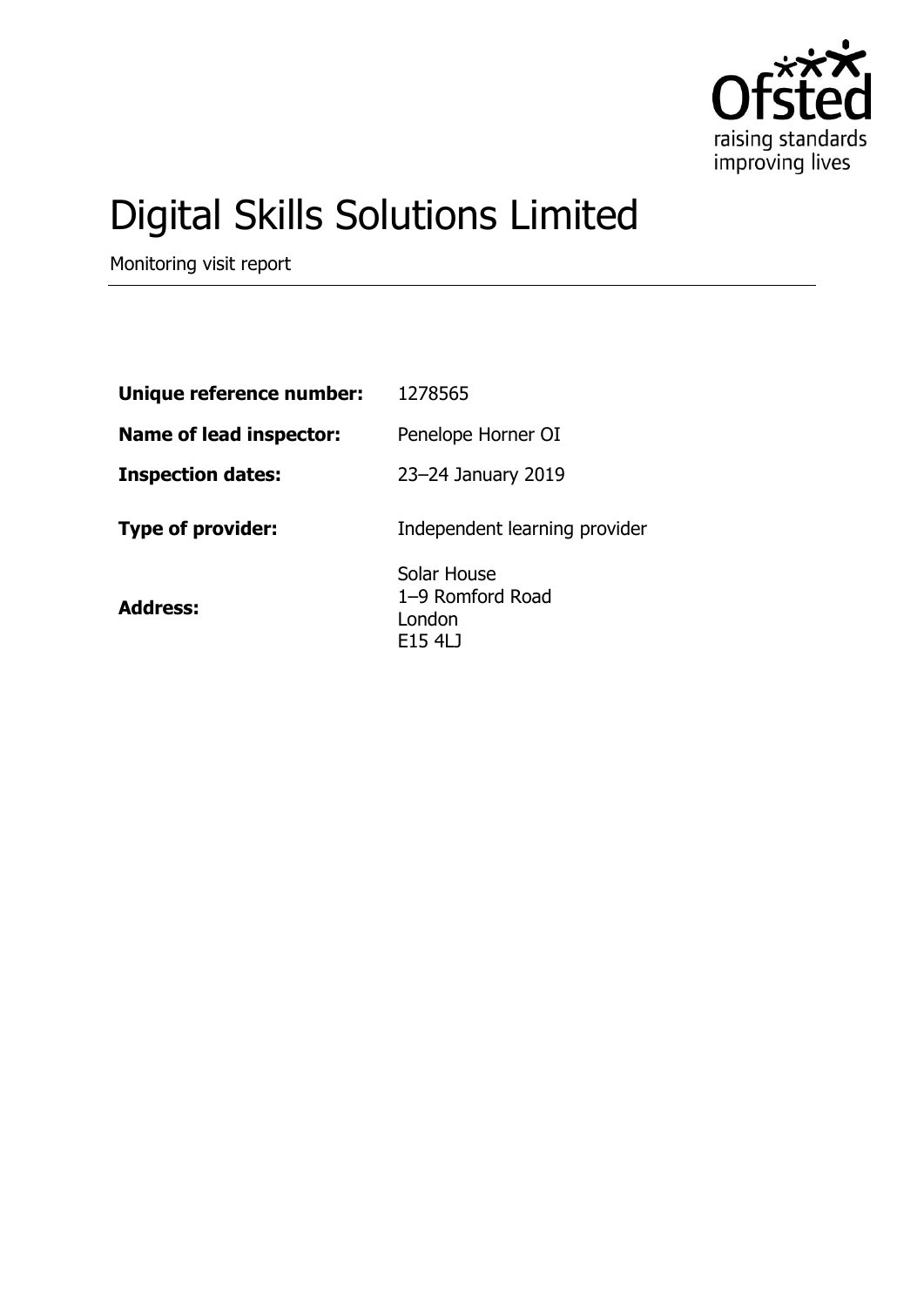# Digital Skills Solutions Limited

Monitoring visit report

| | |
|---|---|
| **Unique reference number:** | 1278565 |
| **Name of lead inspector:** | Penelope Horner OI |
| **Inspection dates:** | 23–24 January 2019 |
| **Type of provider:** | Independent learning provider |
| **Address:** | Solar House<br>1–9 Romford Road<br>London<br>E15 4LJ |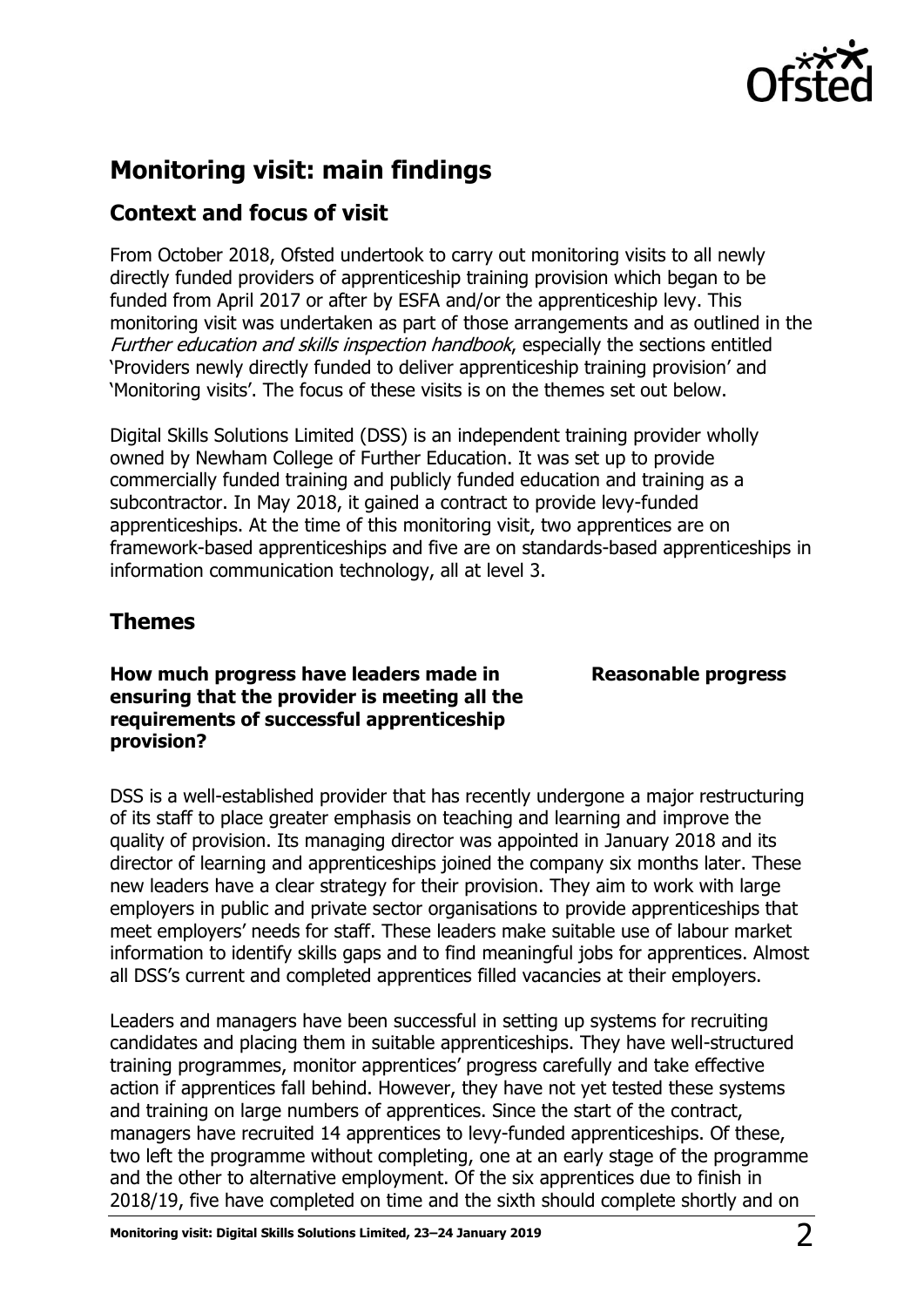## Monitoring visit: main findings

### Context and focus of visit

From October 2018, Ofsted undertook to carry out monitoring visits to all newly directly funded providers of apprenticeship training provision which began to be funded from April 2017 or after by ESFA and/or the apprenticeship levy. This monitoring visit was undertaken as part of those arrangements and as outlined in the *Further education and skills inspection handbook*, especially the sections entitled 'Providers newly directly funded to deliver apprenticeship training provision' and 'Monitoring visits'. The focus of these visits is on the themes set out below.

Digital Skills Solutions Limited (DSS) is an independent training provider wholly owned by Newham College of Further Education. It was set up to provide commercially funded training and publicly funded education and training as a subcontractor. In May 2018, it gained a contract to provide levy-funded apprenticeships. At the time of this monitoring visit, two apprentices are on framework-based apprenticeships and five are on standards-based apprenticeships in information communication technology, all at level 3.

### Themes

**How much progress have leaders made in ensuring that the provider is meeting all the requirements of successful apprenticeship provision?** **Reasonable progress**

DSS is a well-established provider that has recently undergone a major restructuring of its staff to place greater emphasis on teaching and learning and improve the quality of provision. Its managing director was appointed in January 2018 and its director of learning and apprenticeships joined the company six months later. These new leaders have a clear strategy for their provision. They aim to work with large employers in public and private sector organisations to provide apprenticeships that meet employers' needs for staff. These leaders make suitable use of labour market information to identify skills gaps and to find meaningful jobs for apprentices. Almost all DSS's current and completed apprentices filled vacancies at their employers.

Leaders and managers have been successful in setting up systems for recruiting candidates and placing them in suitable apprenticeships. They have well-structured training programmes, monitor apprentices' progress carefully and take effective action if apprentices fall behind. However, they have not yet tested these systems and training on large numbers of apprentices. Since the start of the contract, managers have recruited 14 apprentices to levy-funded apprenticeships. Of these, two left the programme without completing, one at an early stage of the programme and the other to alternative employment. Of the six apprentices due to finish in 2018/19, five have completed on time and the sixth should complete shortly and on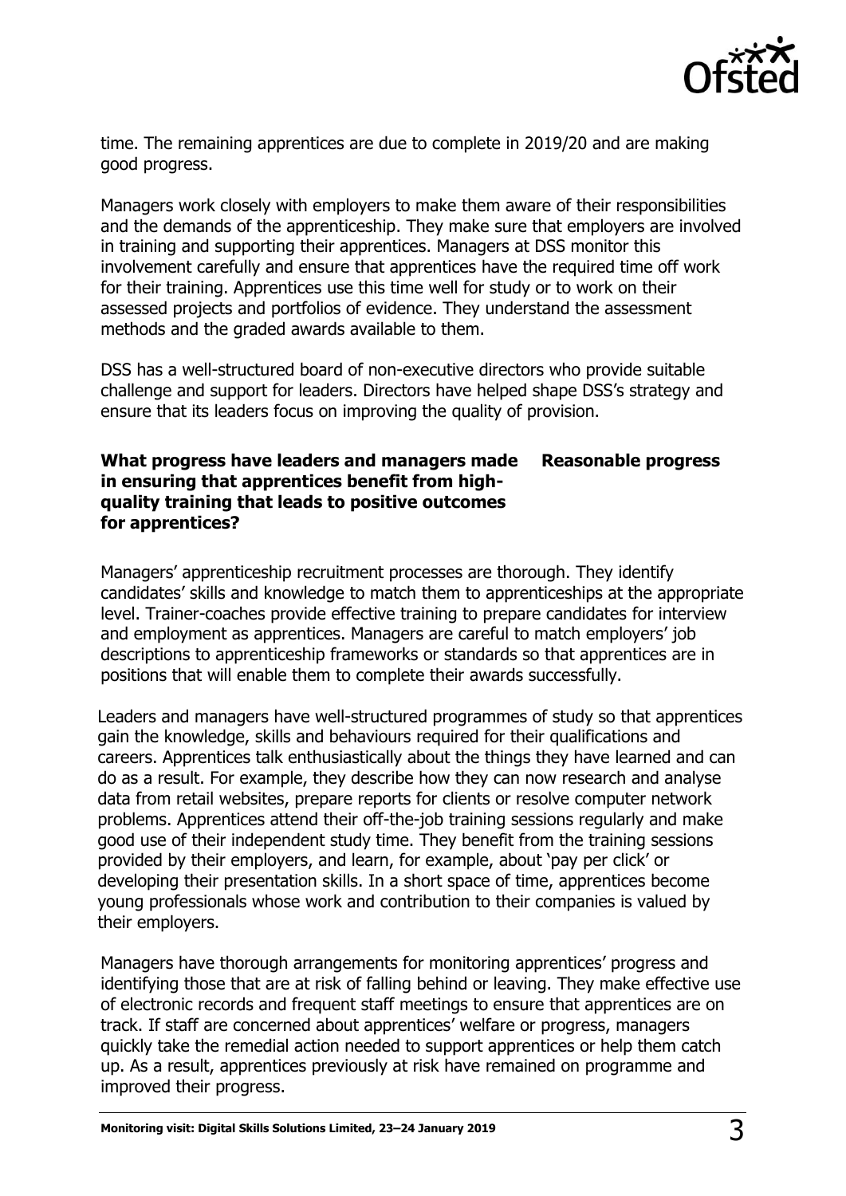time. The remaining apprentices are due to complete in 2019/20 and are making good progress.

Managers work closely with employers to make them aware of their responsibilities and the demands of the apprenticeship. They make sure that employers are involved in training and supporting their apprentices. Managers at DSS monitor this involvement carefully and ensure that apprentices have the required time off work for their training. Apprentices use this time well for study or to work on their assessed projects and portfolios of evidence. They understand the assessment methods and the graded awards available to them.

DSS has a well-structured board of non-executive directors who provide suitable challenge and support for leaders. Directors have helped shape DSS's strategy and ensure that its leaders focus on improving the quality of provision.

| **What progress have leaders and managers made in ensuring that apprentices benefit from high-quality training that leads to positive outcomes for apprentices?** | **Reasonable progress** |
|---|---|

Managers' apprenticeship recruitment processes are thorough. They identify candidates' skills and knowledge to match them to apprenticeships at the appropriate level. Trainer-coaches provide effective training to prepare candidates for interview and employment as apprentices. Managers are careful to match employers' job descriptions to apprenticeship frameworks or standards so that apprentices are in positions that will enable them to complete their awards successfully.

Leaders and managers have well-structured programmes of study so that apprentices gain the knowledge, skills and behaviours required for their qualifications and careers. Apprentices talk enthusiastically about the things they have learned and can do as a result. For example, they describe how they can now research and analyse data from retail websites, prepare reports for clients or resolve computer network problems. Apprentices attend their off-the-job training sessions regularly and make good use of their independent study time. They benefit from the training sessions provided by their employers, and learn, for example, about 'pay per click' or developing their presentation skills. In a short space of time, apprentices become young professionals whose work and contribution to their companies is valued by their employers.

Managers have thorough arrangements for monitoring apprentices' progress and identifying those that are at risk of falling behind or leaving. They make effective use of electronic records and frequent staff meetings to ensure that apprentices are on track. If staff are concerned about apprentices' welfare or progress, managers quickly take the remedial action needed to support apprentices or help them catch up. As a result, apprentices previously at risk have remained on programme and improved their progress.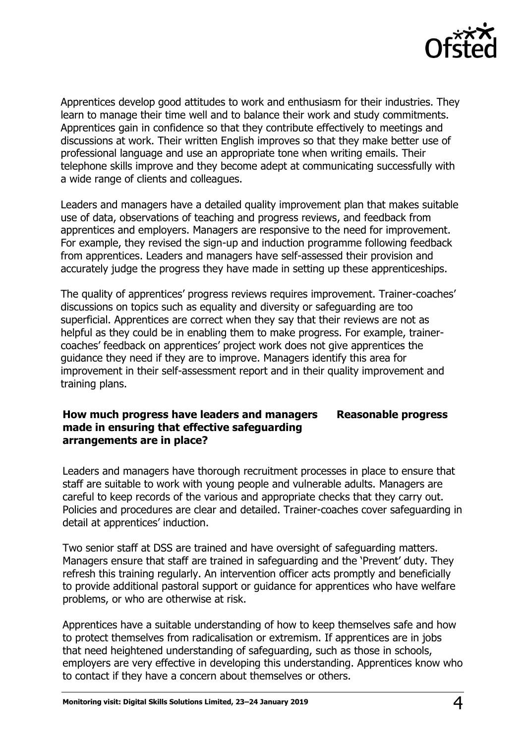Apprentices develop good attitudes to work and enthusiasm for their industries. They learn to manage their time well and to balance their work and study commitments. Apprentices gain in confidence so that they contribute effectively to meetings and discussions at work. Their written English improves so that they make better use of professional language and use an appropriate tone when writing emails. Their telephone skills improve and they become adept at communicating successfully with a wide range of clients and colleagues.

Leaders and managers have a detailed quality improvement plan that makes suitable use of data, observations of teaching and progress reviews, and feedback from apprentices and employers. Managers are responsive to the need for improvement. For example, they revised the sign-up and induction programme following feedback from apprentices. Leaders and managers have self-assessed their provision and accurately judge the progress they have made in setting up these apprenticeships.

The quality of apprentices' progress reviews requires improvement. Trainer-coaches' discussions on topics such as equality and diversity or safeguarding are too superficial. Apprentices are correct when they say that their reviews are not as helpful as they could be in enabling them to make progress. For example, trainer-coaches' feedback on apprentices' project work does not give apprentices the guidance they need if they are to improve. Managers identify this area for improvement in their self-assessment report and in their quality improvement and training plans.

**How much progress have leaders and managers made in ensuring that effective safeguarding arrangements are in place?** **Reasonable progress**

Leaders and managers have thorough recruitment processes in place to ensure that staff are suitable to work with young people and vulnerable adults. Managers are careful to keep records of the various and appropriate checks that they carry out. Policies and procedures are clear and detailed. Trainer-coaches cover safeguarding in detail at apprentices' induction.

Two senior staff at DSS are trained and have oversight of safeguarding matters. Managers ensure that staff are trained in safeguarding and the 'Prevent' duty. They refresh this training regularly. An intervention officer acts promptly and beneficially to provide additional pastoral support or guidance for apprentices who have welfare problems, or who are otherwise at risk.

Apprentices have a suitable understanding of how to keep themselves safe and how to protect themselves from radicalisation or extremism. If apprentices are in jobs that need heightened understanding of safeguarding, such as those in schools, employers are very effective in developing this understanding. Apprentices know who to contact if they have a concern about themselves or others.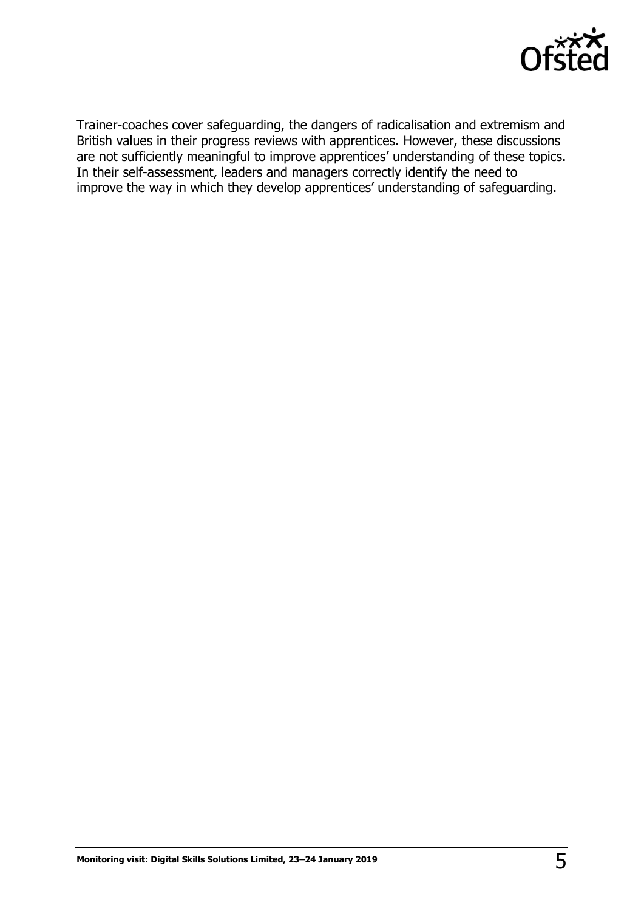Trainer-coaches cover safeguarding, the dangers of radicalisation and extremism and British values in their progress reviews with apprentices. However, these discussions are not sufficiently meaningful to improve apprentices' understanding of these topics. In their self-assessment, leaders and managers correctly identify the need to improve the way in which they develop apprentices' understanding of safeguarding.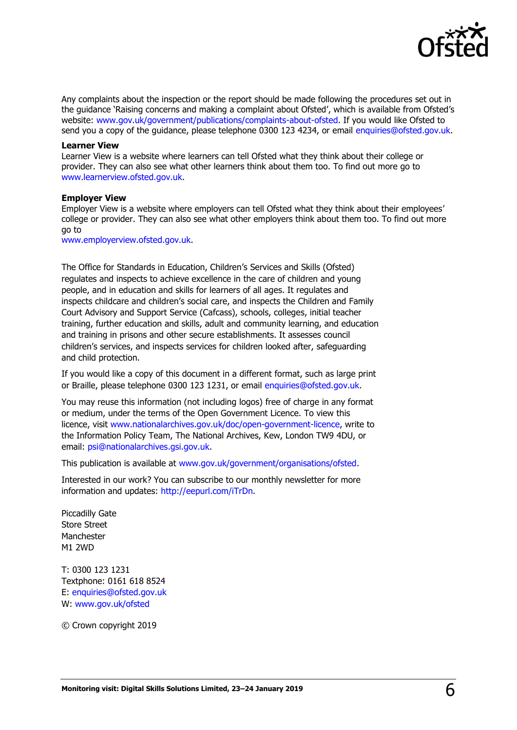Any complaints about the inspection or the report should be made following the procedures set out in the guidance 'Raising concerns and making a complaint about Ofsted', which is available from Ofsted's website: www.gov.uk/government/publications/complaints-about-ofsted. If you would like Ofsted to send you a copy of the guidance, please telephone 0300 123 4234, or email enquiries@ofsted.gov.uk.

**Learner View**
Learner View is a website where learners can tell Ofsted what they think about their college or provider. They can also see what other learners think about them too. To find out more go to www.learnerview.ofsted.gov.uk.

**Employer View**
Employer View is a website where employers can tell Ofsted what they think about their employees' college or provider. They can also see what other employers think about them too. To find out more go to
www.employerview.ofsted.gov.uk.

The Office for Standards in Education, Children's Services and Skills (Ofsted) regulates and inspects to achieve excellence in the care of children and young people, and in education and skills for learners of all ages. It regulates and inspects childcare and children's social care, and inspects the Children and Family Court Advisory and Support Service (Cafcass), schools, colleges, initial teacher training, further education and skills, adult and community learning, and education and training in prisons and other secure establishments. It assesses council children's services, and inspects services for children looked after, safeguarding and child protection.

If you would like a copy of this document in a different format, such as large print or Braille, please telephone 0300 123 1231, or email enquiries@ofsted.gov.uk.

You may reuse this information (not including logos) free of charge in any format or medium, under the terms of the Open Government Licence. To view this licence, visit www.nationalarchives.gov.uk/doc/open-government-licence, write to the Information Policy Team, The National Archives, Kew, London TW9 4DU, or email: psi@nationalarchives.gsi.gov.uk.

This publication is available at www.gov.uk/government/organisations/ofsted.

Interested in our work? You can subscribe to our monthly newsletter for more information and updates: http://eepurl.com/iTrDn.

Piccadilly Gate
Store Street
Manchester
M1 2WD

T: 0300 123 1231
Textphone: 0161 618 8524
E: enquiries@ofsted.gov.uk
W: www.gov.uk/ofsted

© Crown copyright 2019